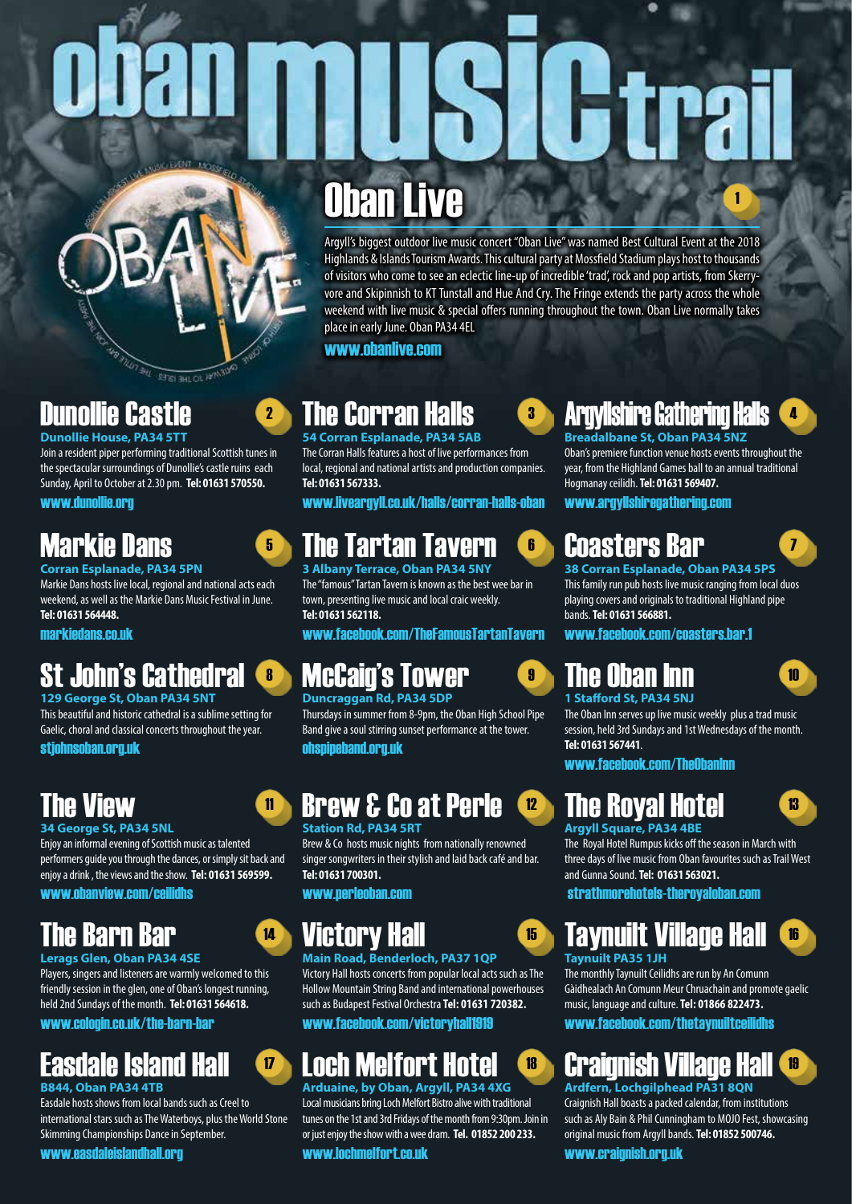# oban music trail

## Oban Live

1

Argyll's biggest outdoor live music concert "Oban Live" was named Best Cultural Event at the 2018 Highlands & Islands Tourism Awards. This cultural party at Mossfield Stadium plays host to thousands of visitors who come to see an eclectic line-up of incredible 'trad', rock and pop artists, from Skerryvore and Skipinnish to KT Tunstall and Hue And Cry. The Fringe extends the party across the whole weekend with live music & special offers running throughout the town. Oban Live normally takes place in early June. Oban PA34 4EL

www.obanlive.com

## Dunollie Castle

2

**Dunollie House, PA34 5TT**

Join a resident piper performing traditional Scottish tunes in the spectacular surroundings of Dunollie's castle ruins each Sunday, April to October at 2.30 pm. **Tel: 01631 570550.**

www.dunollie.org

## The Corran Halls

3

**54 Corran Esplanade, PA34 5AB**

The Corran Halls features a host of live performances from local, regional and national artists and production companies. **Tel: 01631 567333.**

www.liveargyll.co.uk/halls/corran-halls-oban

## Argyllshire Gathering Halls

4

**Breadalbane St, Oban PA34 5NZ**

Oban's premiere function venue hosts events throughout the year, from the Highland Games ball to an annual traditional Hogmanay ceilidh. **Tel: 01631 569407.**

www.argyllshiregathering.com

## Markie Dans

5

**Corran Esplanade, PA34 5PN**

Markie Dans hosts live local, regional and national acts each weekend, as well as the Markie Dans Music Festival in June. **Tel: 01631 564448.**

markiedans.co.uk

## The Tartan Tavern

6

**3 Albany Terrace, Oban PA34 5NY**

The "famous" Tartan Tavern is known as the best wee bar in town, presenting live music and local craic weekly. **Tel: 01631 562118.**

www.facebook.com/TheFamousTartanTavern

## Coasters Bar

7

**38 Corran Esplanade, Oban PA34 5PS**

This family run pub hosts live music ranging from local duos playing covers and originals to traditional Highland pipe bands. **Tel: 01631 566881.**

www.facebook.com/coasters.bar.1

## St John's Cathedral

8

**129 George St, Oban PA34 5NT**

This beautiful and historic cathedral is a sublime setting for Gaelic, choral and classical concerts throughout the year.

stjohnsoban.org.uk

## McCaig's Tower

9

**Duncraggan Rd, PA34 5DP**

Thursdays in summer from 8-9pm, the Oban High School Pipe Band give a soul stirring sunset performance at the tower.

ohspipeband.org.uk

## The Oban Inn

10

**1 Stafford St, PA34 5NJ**

The Oban Inn serves up live music weekly plus a trad music session, held 3rd Sundays and 1st Wednesdays of the month. **Tel: 01631 567441.**

www.facebook.com/TheObanInn

## The View

11

**34 George St, PA34 5NL**

Enjoy an informal evening of Scottish music as talented performers guide you through the dances, or simply sit back and enjoy a drink , the views and the show. **Tel: 01631 569599.**

www.obanview.com/ceilidhs

## Brew & Co at Perle

12

**Station Rd, PA34 5RT**

Brew & Co hosts music nights from nationally renowned singer songwriters in their stylish and laid back café and bar. **Tel: 01631 700301.**

www.perleoban.com

## The Royal Hotel

13

**Argyll Square, PA34 4BE**

The Royal Hotel Rumpus kicks off the season in March with three days of live music from Oban favourites such as Trail West and Gunna Sound. **Tel: 01631 563021.**

strathmorehotels-theroyaloban.com

## The Barn Bar

14

**Lerags Glen, Oban PA34 4SE**

Players, singers and listeners are warmly welcomed to this friendly session in the glen, one of Oban's longest running, held 2nd Sundays of the month. **Tel: 01631 564618.**

www.cologin.co.uk/the-barn-bar

## Victory Hall

15

**Main Road, Benderloch, PA37 1QP**

Victory Hall hosts concerts from popular local acts such as The Hollow Mountain String Band and international powerhouses such as Budapest Festival Orchestra **Tel: 01631 720382.**

www.facebook.com/victoryhall1919

## Taynuilt Village Hall

16

**Taynuilt PA35 1JH**

The monthly Taynuilt Ceilidhs are run by An Comunn Gàidhealach An Comunn Meur Chruachain and promote gaelic music, language and culture. **Tel: 01866 822473.**

www.facebook.com/thetaynuiltceilidhs

## Easdale Island Hall

17

**B844, Oban PA34 4TB**

Easdale hosts shows from local bands such as Creel to international stars such as The Waterboys, plus the World Stone Skimming Championships Dance in September.

www.easdaleislandhall.org

## Loch Melfort Hotel

18

**Arduaine, by Oban, Argyll, PA34 4XG**

Local musicians bring Loch Melfort Bistro alive with traditional tunes on the 1st and 3rd Fridays of the month from 9:30pm. Join in or just enjoy the show with a wee dram. **Tel. 01852 200 233.**

www.lochmelfort.co.uk

## Craignish Village Hall

19

**Ardfern, Lochgilphead PA31 8QN**

Craignish Hall boasts a packed calendar, from institutions such as Aly Bain & Phil Cunningham to MOJO Fest, showcasing original music from Argyll bands. **Tel: 01852 500746.**

www.craignish.org.uk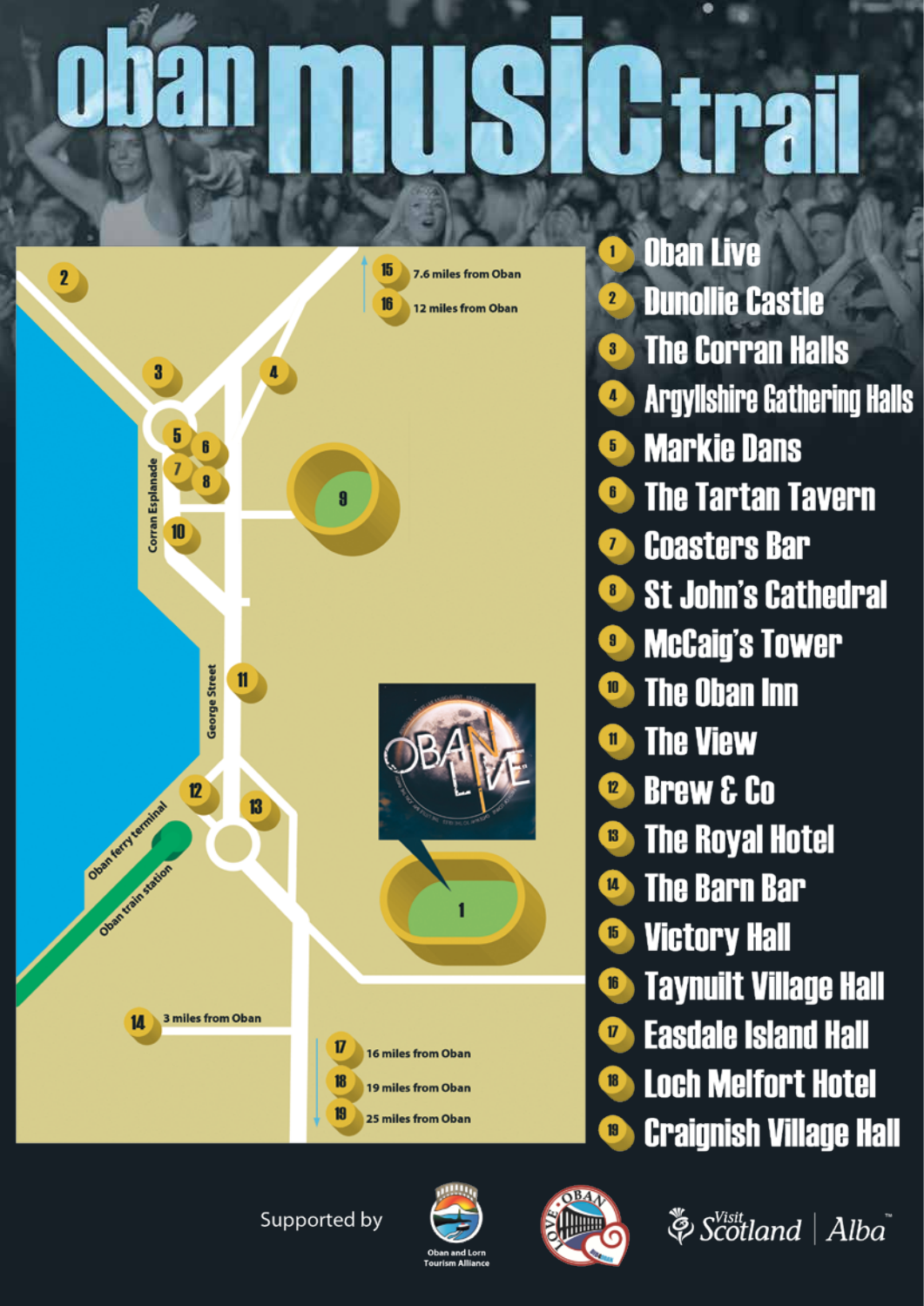# oban music trail

15 7.6 miles from Oban

16 12 miles from Oban

14 3 miles from Oban

17 16 miles from Oban

18 19 miles from Oban

19 25 miles from Oban

Corran Esplanade

George Street

Oban ferry terminal

Oban train station

1. Oban Live
2. Dunollie Castle
3. The Corran Halls
4. Argyllshire Gathering Halls
5. Markie Dans
6. The Tartan Tavern
7. Coasters Bar
8. St John's Cathedral
9. McCaig's Tower
10. The Oban Inn
11. The View
12. Brew & Co
13. The Royal Hotel
14. The Barn Bar
15. Victory Hall
16. Taynuilt Village Hall
17. Easdale Island Hall
18. Loch Melfort Hotel
19. Craignish Village Hall

Supported by

Oban and Lorn Tourism Alliance

Love Oban

Visit Scotland | Alba™